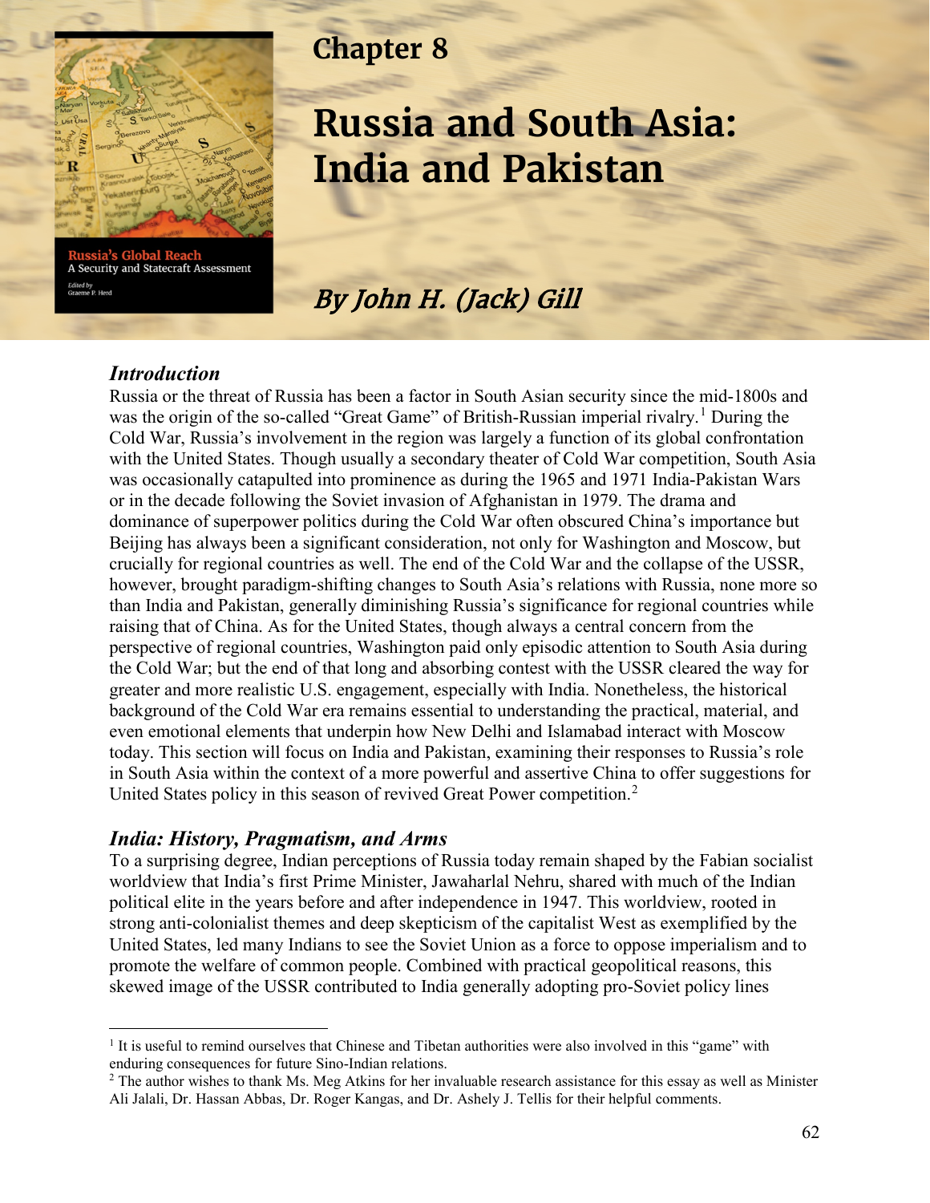# Chapter 8

# Russia and South Asia: India and Pakistan

*By John H. (Jack) Gill*

## *Introduction*

Russia or the threat of Russia has been a factor in South Asian security since the mid-1800s and was the origin of the so-called "Great Game" of British-Russian imperial rivalry.[1] During the Cold War, Russia's involvement in the region was largely a function of its global confrontation with the United States. Though usually a secondary theater of Cold War competition, South Asia was occasionally catapulted into prominence as during the 1965 and 1971 India-Pakistan Wars or in the decade following the Soviet invasion of Afghanistan in 1979. The drama and dominance of superpower politics during the Cold War often obscured China's importance but Beijing has always been a significant consideration, not only for Washington and Moscow, but crucially for regional countries as well. The end of the Cold War and the collapse of the USSR, however, brought paradigm-shifting changes to South Asia's relations with Russia, none more so than India and Pakistan, generally diminishing Russia's significance for regional countries while raising that of China. As for the United States, though always a central concern from the perspective of regional countries, Washington paid only episodic attention to South Asia during the Cold War; but the end of that long and absorbing contest with the USSR cleared the way for greater and more realistic U.S. engagement, especially with India. Nonetheless, the historical background of the Cold War era remains essential to understanding the practical, material, and even emotional elements that underpin how New Delhi and Islamabad interact with Moscow today. This section will focus on India and Pakistan, examining their responses to Russia's role in South Asia within the context of a more powerful and assertive China to offer suggestions for United States policy in this season of revived Great Power competition.[2]

## *India: History, Pragmatism, and Arms*

To a surprising degree, Indian perceptions of Russia today remain shaped by the Fabian socialist worldview that India's first Prime Minister, Jawaharlal Nehru, shared with much of the Indian political elite in the years before and after independence in 1947. This worldview, rooted in strong anti-colonialist themes and deep skepticism of the capitalist West as exemplified by the United States, led many Indians to see the Soviet Union as a force to oppose imperialism and to promote the welfare of common people. Combined with practical geopolitical reasons, this skewed image of the USSR contributed to India generally adopting pro-Soviet policy lines

[1] It is useful to remind ourselves that Chinese and Tibetan authorities were also involved in this "game" with enduring consequences for future Sino-Indian relations.

[2] The author wishes to thank Ms. Meg Atkins for her invaluable research assistance for this essay as well as Minister Ali Jalali, Dr. Hassan Abbas, Dr. Roger Kangas, and Dr. Ashely J. Tellis for their helpful comments.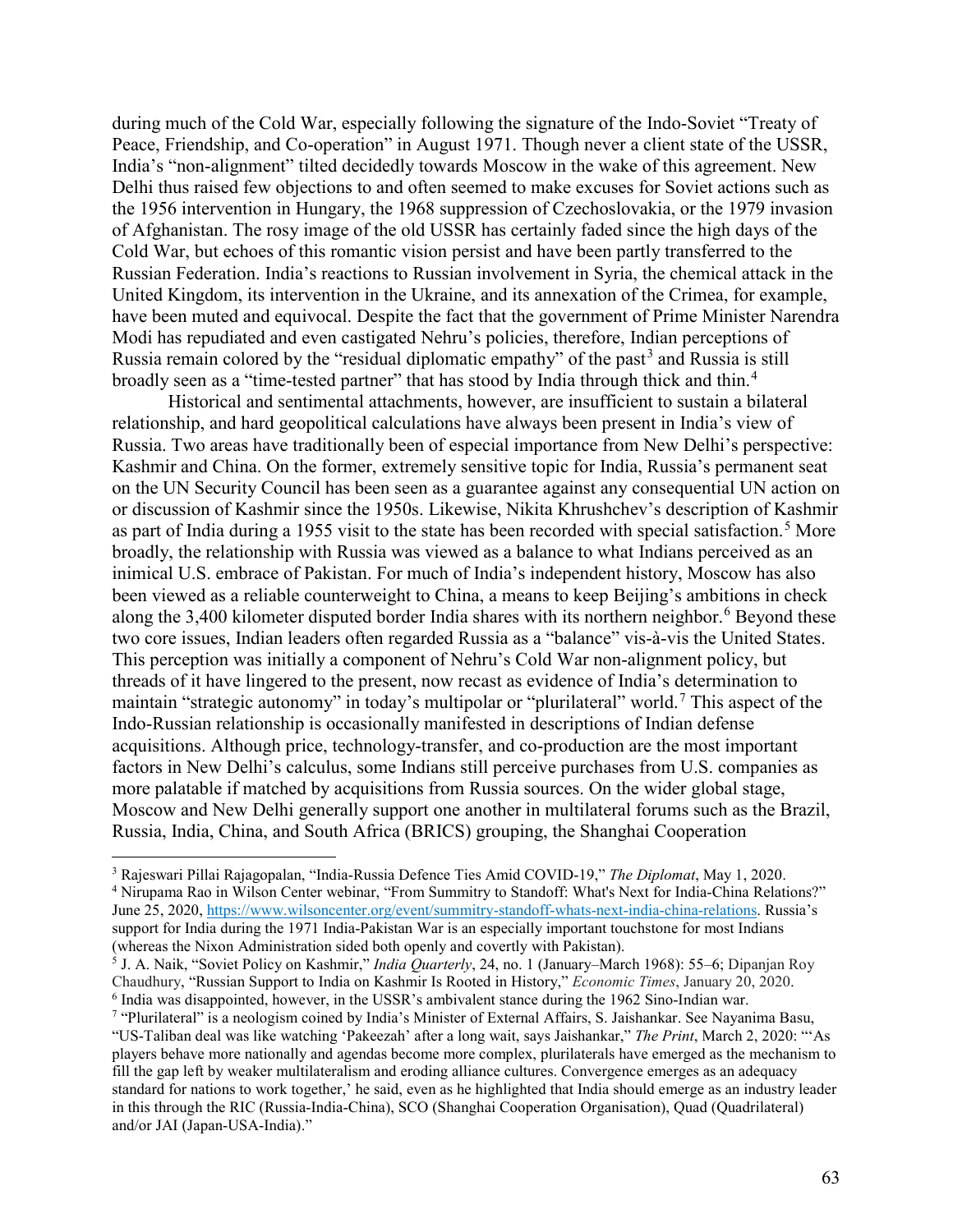during much of the Cold War, especially following the signature of the Indo-Soviet "Treaty of Peace, Friendship, and Co-operation" in August 1971. Though never a client state of the USSR, India's "non-alignment" tilted decidedly towards Moscow in the wake of this agreement. New Delhi thus raised few objections to and often seemed to make excuses for Soviet actions such as the 1956 intervention in Hungary, the 1968 suppression of Czechoslovakia, or the 1979 invasion of Afghanistan. The rosy image of the old USSR has certainly faded since the high days of the Cold War, but echoes of this romantic vision persist and have been partly transferred to the Russian Federation. India's reactions to Russian involvement in Syria, the chemical attack in the United Kingdom, its intervention in the Ukraine, and its annexation of the Crimea, for example, have been muted and equivocal. Despite the fact that the government of Prime Minister Narendra Modi has repudiated and even castigated Nehru's policies, therefore, Indian perceptions of Russia remain colored by the "residual diplomatic empathy" of the past[3] and Russia is still broadly seen as a "time-tested partner" that has stood by India through thick and thin.[4]

Historical and sentimental attachments, however, are insufficient to sustain a bilateral relationship, and hard geopolitical calculations have always been present in India's view of Russia. Two areas have traditionally been of especial importance from New Delhi's perspective: Kashmir and China. On the former, extremely sensitive topic for India, Russia's permanent seat on the UN Security Council has been seen as a guarantee against any consequential UN action on or discussion of Kashmir since the 1950s. Likewise, Nikita Khrushchev's description of Kashmir as part of India during a 1955 visit to the state has been recorded with special satisfaction.[5] More broadly, the relationship with Russia was viewed as a balance to what Indians perceived as an inimical U.S. embrace of Pakistan. For much of India's independent history, Moscow has also been viewed as a reliable counterweight to China, a means to keep Beijing's ambitions in check along the 3,400 kilometer disputed border India shares with its northern neighbor.[6] Beyond these two core issues, Indian leaders often regarded Russia as a "balance" vis-à-vis the United States. This perception was initially a component of Nehru's Cold War non-alignment policy, but threads of it have lingered to the present, now recast as evidence of India's determination to maintain "strategic autonomy" in today's multipolar or "plurilateral" world.[7] This aspect of the Indo-Russian relationship is occasionally manifested in descriptions of Indian defense acquisitions. Although price, technology-transfer, and co-production are the most important factors in New Delhi's calculus, some Indians still perceive purchases from U.S. companies as more palatable if matched by acquisitions from Russia sources. On the wider global stage, Moscow and New Delhi generally support one another in multilateral forums such as the Brazil, Russia, India, China, and South Africa (BRICS) grouping, the Shanghai Cooperation

---

[3] Rajeswari Pillai Rajagopalan, "India-Russia Defence Ties Amid COVID-19," *The Diplomat*, May 1, 2020.

[4] Nirupama Rao in Wilson Center webinar, "From Summitry to Standoff: What's Next for India-China Relations?" June 25, 2020, https://www.wilsoncenter.org/event/summitry-standoff-whats-next-india-china-relations. Russia's support for India during the 1971 India-Pakistan War is an especially important touchstone for most Indians (whereas the Nixon Administration sided both openly and covertly with Pakistan).

[5] J. A. Naik, "Soviet Policy on Kashmir," *India Quarterly*, 24, no. 1 (January–March 1968): 55–6; Dipanjan Roy Chaudhury, "Russian Support to India on Kashmir Is Rooted in History," *Economic Times*, January 20, 2020.

[6] India was disappointed, however, in the USSR's ambivalent stance during the 1962 Sino-Indian war.

[7] "Plurilateral" is a neologism coined by India's Minister of External Affairs, S. Jaishankar. See Nayanima Basu, "US-Taliban deal was like watching 'Pakeezah' after a long wait, says Jaishankar," *The Print*, March 2, 2020: "'As players behave more nationally and agendas become more complex, plurilaterals have emerged as the mechanism to fill the gap left by weaker multilateralism and eroding alliance cultures. Convergence emerges as an adequacy standard for nations to work together,' he said, even as he highlighted that India should emerge as an industry leader in this through the RIC (Russia-India-China), SCO (Shanghai Cooperation Organisation), Quad (Quadrilateral) and/or JAI (Japan-USA-India)."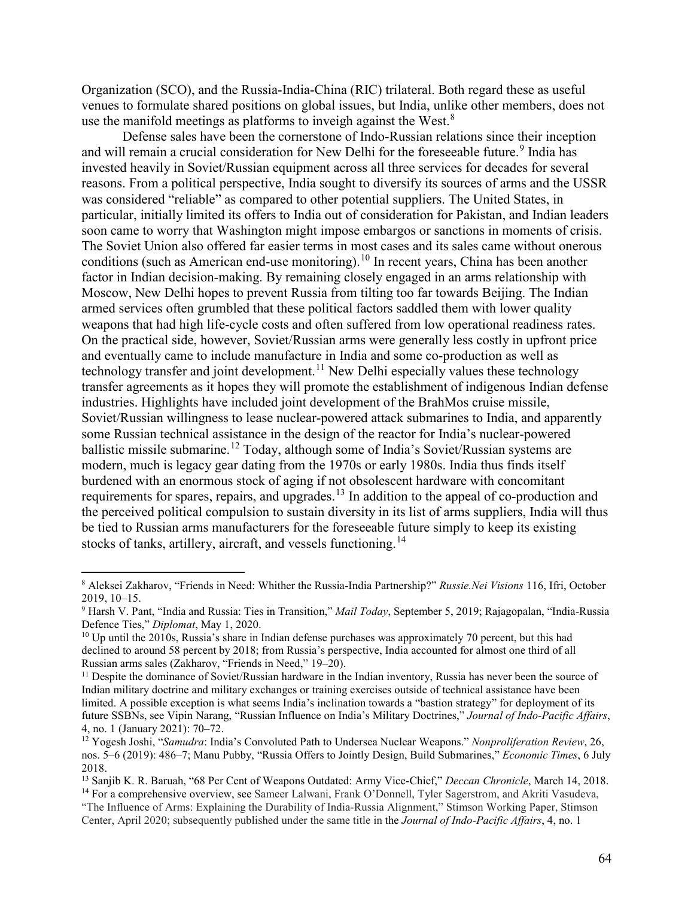Organization (SCO), and the Russia-India-China (RIC) trilateral. Both regard these as useful venues to formulate shared positions on global issues, but India, unlike other members, does not use the manifold meetings as platforms to inveigh against the West.[8]

Defense sales have been the cornerstone of Indo-Russian relations since their inception and will remain a crucial consideration for New Delhi for the foreseeable future.[9] India has invested heavily in Soviet/Russian equipment across all three services for decades for several reasons. From a political perspective, India sought to diversify its sources of arms and the USSR was considered "reliable" as compared to other potential suppliers. The United States, in particular, initially limited its offers to India out of consideration for Pakistan, and Indian leaders soon came to worry that Washington might impose embargos or sanctions in moments of crisis. The Soviet Union also offered far easier terms in most cases and its sales came without onerous conditions (such as American end-use monitoring).[10] In recent years, China has been another factor in Indian decision-making. By remaining closely engaged in an arms relationship with Moscow, New Delhi hopes to prevent Russia from tilting too far towards Beijing. The Indian armed services often grumbled that these political factors saddled them with lower quality weapons that had high life-cycle costs and often suffered from low operational readiness rates. On the practical side, however, Soviet/Russian arms were generally less costly in upfront price and eventually came to include manufacture in India and some co-production as well as technology transfer and joint development.[11] New Delhi especially values these technology transfer agreements as it hopes they will promote the establishment of indigenous Indian defense industries. Highlights have included joint development of the BrahMos cruise missile, Soviet/Russian willingness to lease nuclear-powered attack submarines to India, and apparently some Russian technical assistance in the design of the reactor for India's nuclear-powered ballistic missile submarine.[12] Today, although some of India's Soviet/Russian systems are modern, much is legacy gear dating from the 1970s or early 1980s. India thus finds itself burdened with an enormous stock of aging if not obsolescent hardware with concomitant requirements for spares, repairs, and upgrades.[13] In addition to the appeal of co-production and the perceived political compulsion to sustain diversity in its list of arms suppliers, India will thus be tied to Russian arms manufacturers for the foreseeable future simply to keep its existing stocks of tanks, artillery, aircraft, and vessels functioning.[14]

---

[8] Aleksei Zakharov, "Friends in Need: Whither the Russia-India Partnership?" *Russie.Nei Visions* 116, Ifri, October 2019, 10–15.

[9] Harsh V. Pant, "India and Russia: Ties in Transition," *Mail Today*, September 5, 2019; Rajagopalan, "India-Russia Defence Ties," *Diplomat*, May 1, 2020.

[10] Up until the 2010s, Russia's share in Indian defense purchases was approximately 70 percent, but this had declined to around 58 percent by 2018; from Russia's perspective, India accounted for almost one third of all Russian arms sales (Zakharov, "Friends in Need," 19–20).

[11] Despite the dominance of Soviet/Russian hardware in the Indian inventory, Russia has never been the source of Indian military doctrine and military exchanges or training exercises outside of technical assistance have been limited. A possible exception is what seems India's inclination towards a "bastion strategy" for deployment of its future SSBNs, see Vipin Narang, "Russian Influence on India's Military Doctrines," *Journal of Indo-Pacific Affairs*, 4, no. 1 (January 2021): 70–72.

[12] Yogesh Joshi, "*Samudra*: India's Convoluted Path to Undersea Nuclear Weapons." *Nonproliferation Review*, 26, nos. 5–6 (2019): 486–7; Manu Pubby, "Russia Offers to Jointly Design, Build Submarines," *Economic Times*, 6 July 2018.

[13] Sanjib K. R. Baruah, "68 Per Cent of Weapons Outdated: Army Vice-Chief," *Deccan Chronicle*, March 14, 2018.

[14] For a comprehensive overview, see Sameer Lalwani, Frank O'Donnell, Tyler Sagerstrom, and Akriti Vasudeva, "The Influence of Arms: Explaining the Durability of India-Russia Alignment," Stimson Working Paper, Stimson Center, April 2020; subsequently published under the same title in the *Journal of Indo-Pacific Affairs*, 4, no. 1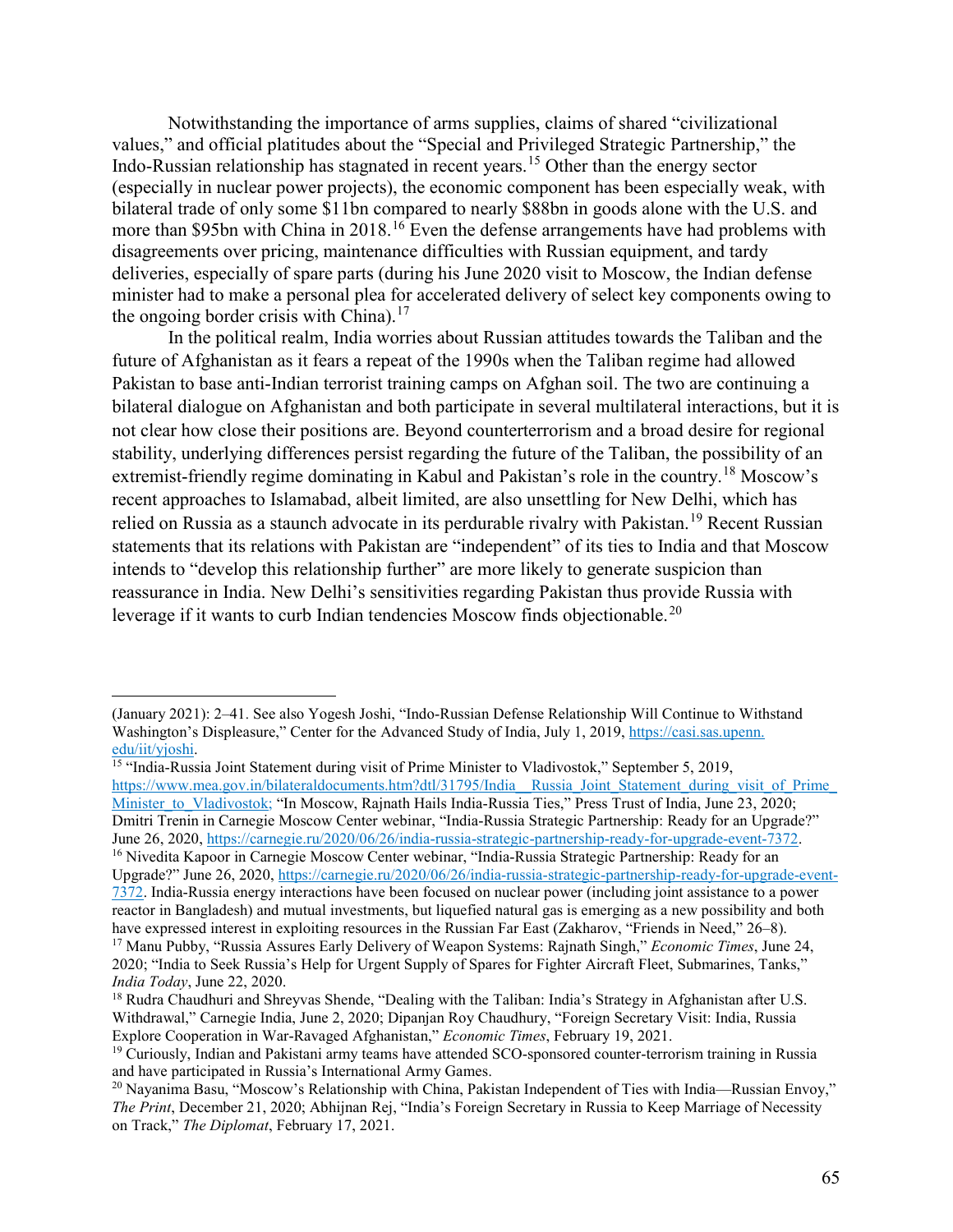Notwithstanding the importance of arms supplies, claims of shared "civilizational values," and official platitudes about the "Special and Privileged Strategic Partnership," the Indo-Russian relationship has stagnated in recent years.[15] Other than the energy sector (especially in nuclear power projects), the economic component has been especially weak, with bilateral trade of only some \$11bn compared to nearly \$88bn in goods alone with the U.S. and more than \$95bn with China in 2018.[16] Even the defense arrangements have had problems with disagreements over pricing, maintenance difficulties with Russian equipment, and tardy deliveries, especially of spare parts (during his June 2020 visit to Moscow, the Indian defense minister had to make a personal plea for accelerated delivery of select key components owing to the ongoing border crisis with China).[17]

In the political realm, India worries about Russian attitudes towards the Taliban and the future of Afghanistan as it fears a repeat of the 1990s when the Taliban regime had allowed Pakistan to base anti-Indian terrorist training camps on Afghan soil. The two are continuing a bilateral dialogue on Afghanistan and both participate in several multilateral interactions, but it is not clear how close their positions are. Beyond counterterrorism and a broad desire for regional stability, underlying differences persist regarding the future of the Taliban, the possibility of an extremist-friendly regime dominating in Kabul and Pakistan's role in the country.[18] Moscow's recent approaches to Islamabad, albeit limited, are also unsettling for New Delhi, which has relied on Russia as a staunch advocate in its perdurable rivalry with Pakistan.[19] Recent Russian statements that its relations with Pakistan are "independent" of its ties to India and that Moscow intends to "develop this relationship further" are more likely to generate suspicion than reassurance in India. New Delhi's sensitivities regarding Pakistan thus provide Russia with leverage if it wants to curb Indian tendencies Moscow finds objectionable.[20]

---

(January 2021): 2–41. See also Yogesh Joshi, "Indo-Russian Defense Relationship Will Continue to Withstand Washington's Displeasure," Center for the Advanced Study of India, July 1, 2019, https://casi.sas.upenn.edu/iit/yjoshi.

[15] "India-Russia Joint Statement during visit of Prime Minister to Vladivostok," September 5, 2019, https://www.mea.gov.in/bilateraldocuments.htm?dtl/31795/India__Russia_Joint_Statement_during_visit_of_Prime_Minister_to_Vladivostok; "In Moscow, Rajnath Hails India-Russia Ties," Press Trust of India, June 23, 2020; Dmitri Trenin in Carnegie Moscow Center webinar, "India-Russia Strategic Partnership: Ready for an Upgrade?" June 26, 2020, https://carnegie.ru/2020/06/26/india-russia-strategic-partnership-ready-for-upgrade-event-7372.

[16] Nivedita Kapoor in Carnegie Moscow Center webinar, "India-Russia Strategic Partnership: Ready for an Upgrade?" June 26, 2020, https://carnegie.ru/2020/06/26/india-russia-strategic-partnership-ready-for-upgrade-event-7372. India-Russia energy interactions have been focused on nuclear power (including joint assistance to a power reactor in Bangladesh) and mutual investments, but liquefied natural gas is emerging as a new possibility and both have expressed interest in exploiting resources in the Russian Far East (Zakharov, "Friends in Need," 26–8).

[17] Manu Pubby, "Russia Assures Early Delivery of Weapon Systems: Rajnath Singh," *Economic Times*, June 24, 2020; "India to Seek Russia's Help for Urgent Supply of Spares for Fighter Aircraft Fleet, Submarines, Tanks," *India Today*, June 22, 2020.

[18] Rudra Chaudhuri and Shreyvas Shende, "Dealing with the Taliban: India's Strategy in Afghanistan after U.S. Withdrawal," Carnegie India, June 2, 2020; Dipanjan Roy Chaudhury, "Foreign Secretary Visit: India, Russia Explore Cooperation in War-Ravaged Afghanistan," *Economic Times*, February 19, 2021.

[19] Curiously, Indian and Pakistani army teams have attended SCO-sponsored counter-terrorism training in Russia and have participated in Russia's International Army Games.

[20] Nayanima Basu, "Moscow's Relationship with China, Pakistan Independent of Ties with India—Russian Envoy," *The Print*, December 21, 2020; Abhijnan Rej, "India's Foreign Secretary in Russia to Keep Marriage of Necessity on Track," *The Diplomat*, February 17, 2021.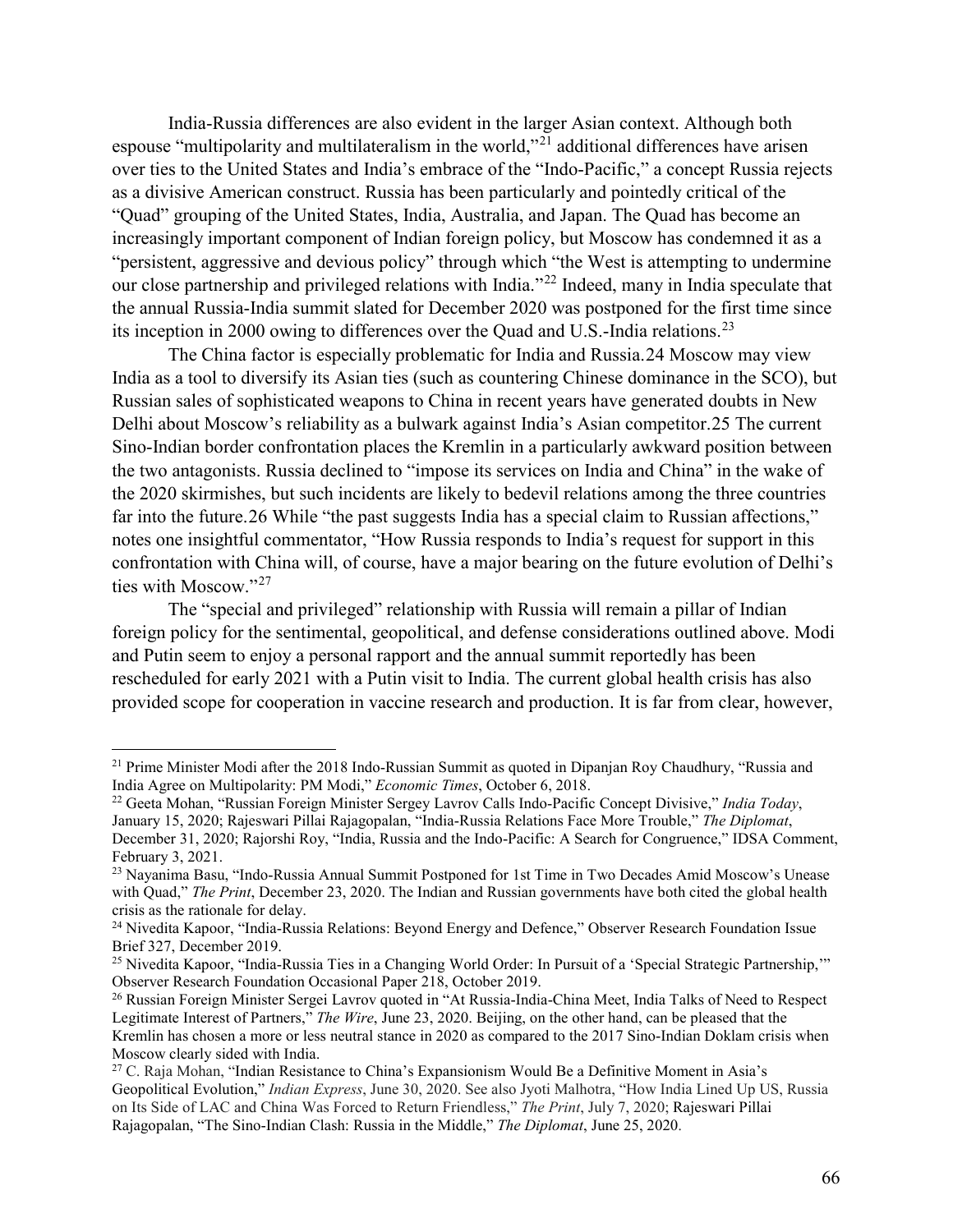India-Russia differences are also evident in the larger Asian context. Although both espouse "multipolarity and multilateralism in the world,"[21] additional differences have arisen over ties to the United States and India's embrace of the "Indo-Pacific," a concept Russia rejects as a divisive American construct. Russia has been particularly and pointedly critical of the "Quad" grouping of the United States, India, Australia, and Japan. The Quad has become an increasingly important component of Indian foreign policy, but Moscow has condemned it as a "persistent, aggressive and devious policy" through which "the West is attempting to undermine our close partnership and privileged relations with India."[22] Indeed, many in India speculate that the annual Russia-India summit slated for December 2020 was postponed for the first time since its inception in 2000 owing to differences over the Quad and U.S.-India relations.[23]

The China factor is especially problematic for India and Russia.[24] Moscow may view India as a tool to diversify its Asian ties (such as countering Chinese dominance in the SCO), but Russian sales of sophisticated weapons to China in recent years have generated doubts in New Delhi about Moscow's reliability as a bulwark against India's Asian competitor.[25] The current Sino-Indian border confrontation places the Kremlin in a particularly awkward position between the two antagonists. Russia declined to "impose its services on India and China" in the wake of the 2020 skirmishes, but such incidents are likely to bedevil relations among the three countries far into the future.[26] While "the past suggests India has a special claim to Russian affections," notes one insightful commentator, "How Russia responds to India's request for support in this confrontation with China will, of course, have a major bearing on the future evolution of Delhi's ties with Moscow."[27]

The "special and privileged" relationship with Russia will remain a pillar of Indian foreign policy for the sentimental, geopolitical, and defense considerations outlined above. Modi and Putin seem to enjoy a personal rapport and the annual summit reportedly has been rescheduled for early 2021 with a Putin visit to India. The current global health crisis has also provided scope for cooperation in vaccine research and production. It is far from clear, however,

---

[21] Prime Minister Modi after the 2018 Indo-Russian Summit as quoted in Dipanjan Roy Chaudhury, "Russia and India Agree on Multipolarity: PM Modi," *Economic Times*, October 6, 2018.

[22] Geeta Mohan, "Russian Foreign Minister Sergey Lavrov Calls Indo-Pacific Concept Divisive," *India Today*, January 15, 2020; Rajeswari Pillai Rajagopalan, "India-Russia Relations Face More Trouble," *The Diplomat*, December 31, 2020; Rajorshi Roy, "India, Russia and the Indo-Pacific: A Search for Congruence," IDSA Comment, February 3, 2021.

[23] Nayanima Basu, "Indo-Russia Annual Summit Postponed for 1st Time in Two Decades Amid Moscow's Unease with Quad," *The Print*, December 23, 2020. The Indian and Russian governments have both cited the global health crisis as the rationale for delay.

[24] Nivedita Kapoor, "India-Russia Relations: Beyond Energy and Defence," Observer Research Foundation Issue Brief 327, December 2019.

[25] Nivedita Kapoor, "India-Russia Ties in a Changing World Order: In Pursuit of a 'Special Strategic Partnership,'" Observer Research Foundation Occasional Paper 218, October 2019.

[26] Russian Foreign Minister Sergei Lavrov quoted in "At Russia-India-China Meet, India Talks of Need to Respect Legitimate Interest of Partners," *The Wire*, June 23, 2020. Beijing, on the other hand, can be pleased that the Kremlin has chosen a more or less neutral stance in 2020 as compared to the 2017 Sino-Indian Doklam crisis when Moscow clearly sided with India.

[27] C. Raja Mohan, "Indian Resistance to China's Expansionism Would Be a Definitive Moment in Asia's Geopolitical Evolution," *Indian Express*, June 30, 2020. See also Jyoti Malhotra, "How India Lined Up US, Russia on Its Side of LAC and China Was Forced to Return Friendless," *The Print*, July 7, 2020; Rajeswari Pillai Rajagopalan, "The Sino-Indian Clash: Russia in the Middle," *The Diplomat*, June 25, 2020.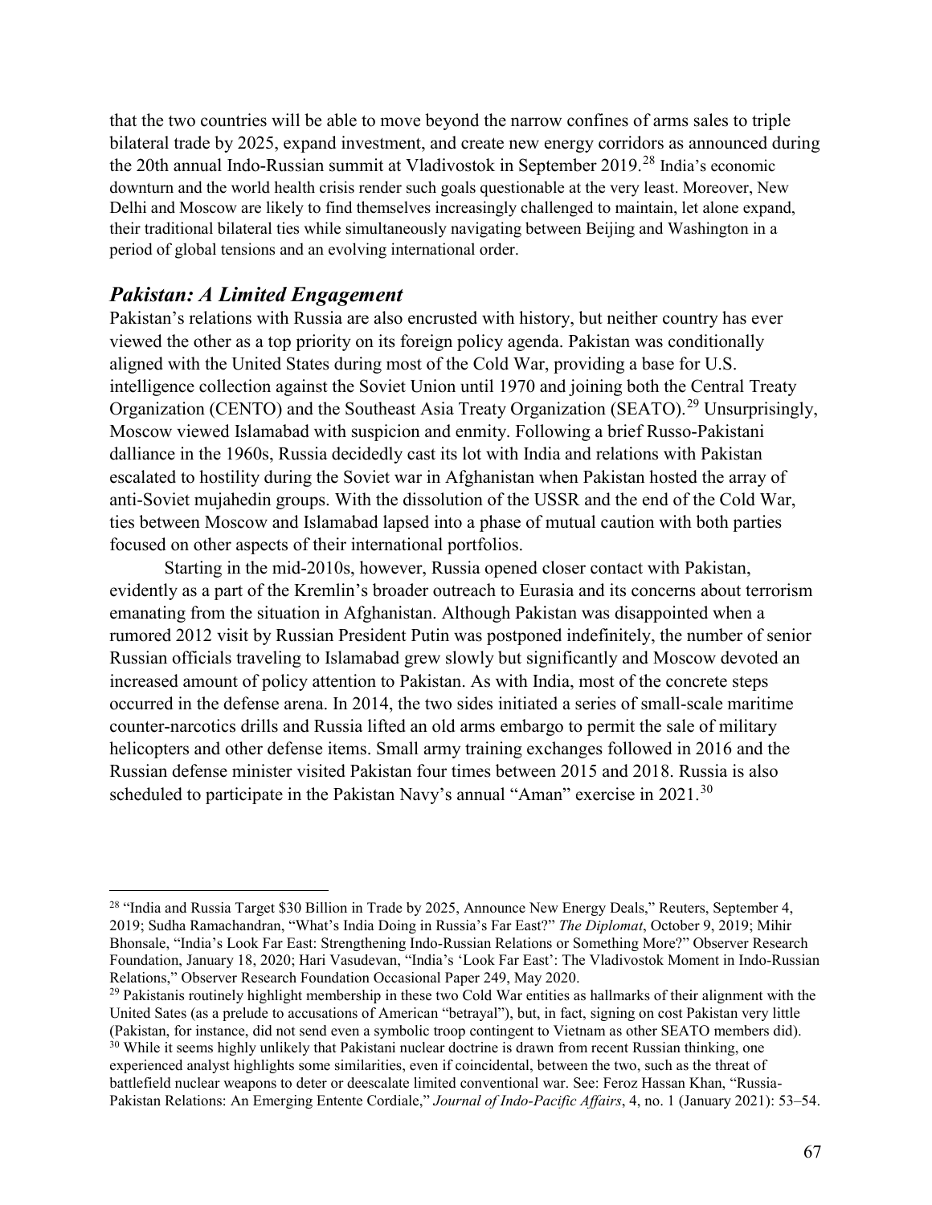that the two countries will be able to move beyond the narrow confines of arms sales to triple bilateral trade by 2025, expand investment, and create new energy corridors as announced during the 20th annual Indo-Russian summit at Vladivostok in September 2019.[28] India's economic downturn and the world health crisis render such goals questionable at the very least. Moreover, New Delhi and Moscow are likely to find themselves increasingly challenged to maintain, let alone expand, their traditional bilateral ties while simultaneously navigating between Beijing and Washington in a period of global tensions and an evolving international order.

## *Pakistan: A Limited Engagement*

Pakistan's relations with Russia are also encrusted with history, but neither country has ever viewed the other as a top priority on its foreign policy agenda. Pakistan was conditionally aligned with the United States during most of the Cold War, providing a base for U.S. intelligence collection against the Soviet Union until 1970 and joining both the Central Treaty Organization (CENTO) and the Southeast Asia Treaty Organization (SEATO).[29] Unsurprisingly, Moscow viewed Islamabad with suspicion and enmity. Following a brief Russo-Pakistani dalliance in the 1960s, Russia decidedly cast its lot with India and relations with Pakistan escalated to hostility during the Soviet war in Afghanistan when Pakistan hosted the array of anti-Soviet mujahedin groups. With the dissolution of the USSR and the end of the Cold War, ties between Moscow and Islamabad lapsed into a phase of mutual caution with both parties focused on other aspects of their international portfolios.

Starting in the mid-2010s, however, Russia opened closer contact with Pakistan, evidently as a part of the Kremlin's broader outreach to Eurasia and its concerns about terrorism emanating from the situation in Afghanistan. Although Pakistan was disappointed when a rumored 2012 visit by Russian President Putin was postponed indefinitely, the number of senior Russian officials traveling to Islamabad grew slowly but significantly and Moscow devoted an increased amount of policy attention to Pakistan. As with India, most of the concrete steps occurred in the defense arena. In 2014, the two sides initiated a series of small-scale maritime counter-narcotics drills and Russia lifted an old arms embargo to permit the sale of military helicopters and other defense items. Small army training exchanges followed in 2016 and the Russian defense minister visited Pakistan four times between 2015 and 2018. Russia is also scheduled to participate in the Pakistan Navy's annual "Aman" exercise in 2021.[30]

---

[28] "India and Russia Target $30 Billion in Trade by 2025, Announce New Energy Deals," Reuters, September 4, 2019; Sudha Ramachandran, "What's India Doing in Russia's Far East?" *The Diplomat*, October 9, 2019; Mihir Bhonsale, "India's Look Far East: Strengthening Indo-Russian Relations or Something More?" Observer Research Foundation, January 18, 2020; Hari Vasudevan, "India's 'Look Far East': The Vladivostok Moment in Indo-Russian Relations," Observer Research Foundation Occasional Paper 249, May 2020.

[29] Pakistanis routinely highlight membership in these two Cold War entities as hallmarks of their alignment with the United Sates (as a prelude to accusations of American "betrayal"), but, in fact, signing on cost Pakistan very little (Pakistan, for instance, did not send even a symbolic troop contingent to Vietnam as other SEATO members did).

[30] While it seems highly unlikely that Pakistani nuclear doctrine is drawn from recent Russian thinking, one experienced analyst highlights some similarities, even if coincidental, between the two, such as the threat of battlefield nuclear weapons to deter or deescalate limited conventional war. See: Feroz Hassan Khan, "Russia-Pakistan Relations: An Emerging Entente Cordiale," *Journal of Indo-Pacific Affairs*, 4, no. 1 (January 2021): 53–54.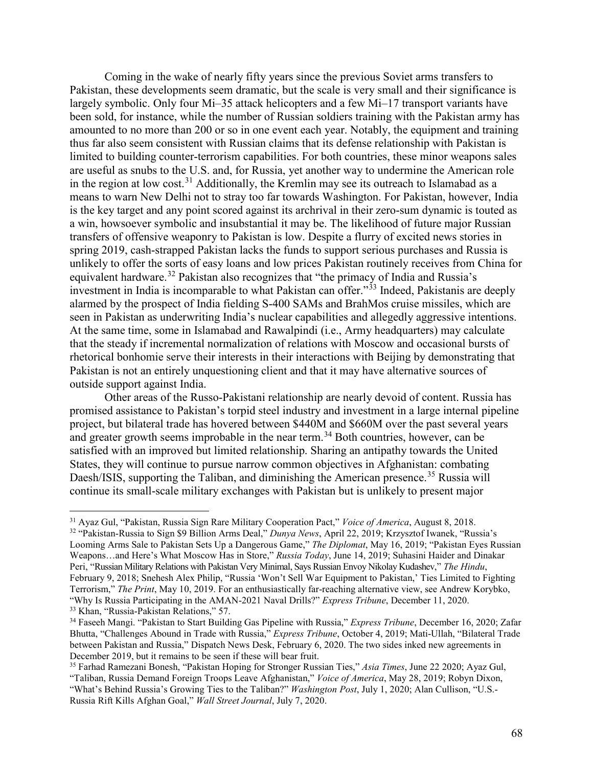Coming in the wake of nearly fifty years since the previous Soviet arms transfers to Pakistan, these developments seem dramatic, but the scale is very small and their significance is largely symbolic. Only four Mi–35 attack helicopters and a few Mi–17 transport variants have been sold, for instance, while the number of Russian soldiers training with the Pakistan army has amounted to no more than 200 or so in one event each year. Notably, the equipment and training thus far also seem consistent with Russian claims that its defense relationship with Pakistan is limited to building counter-terrorism capabilities. For both countries, these minor weapons sales are useful as snubs to the U.S. and, for Russia, yet another way to undermine the American role in the region at low cost.[31] Additionally, the Kremlin may see its outreach to Islamabad as a means to warn New Delhi not to stray too far towards Washington. For Pakistan, however, India is the key target and any point scored against its archrival in their zero-sum dynamic is touted as a win, howsoever symbolic and insubstantial it may be. The likelihood of future major Russian transfers of offensive weaponry to Pakistan is low. Despite a flurry of excited news stories in spring 2019, cash-strapped Pakistan lacks the funds to support serious purchases and Russia is unlikely to offer the sorts of easy loans and low prices Pakistan routinely receives from China for equivalent hardware.[32] Pakistan also recognizes that "the primacy of India and Russia's investment in India is incomparable to what Pakistan can offer."[33] Indeed, Pakistanis are deeply alarmed by the prospect of India fielding S-400 SAMs and BrahMos cruise missiles, which are seen in Pakistan as underwriting India's nuclear capabilities and allegedly aggressive intentions. At the same time, some in Islamabad and Rawalpindi (i.e., Army headquarters) may calculate that the steady if incremental normalization of relations with Moscow and occasional bursts of rhetorical bonhomie serve their interests in their interactions with Beijing by demonstrating that Pakistan is not an entirely unquestioning client and that it may have alternative sources of outside support against India.

Other areas of the Russo-Pakistani relationship are nearly devoid of content. Russia has promised assistance to Pakistan's torpid steel industry and investment in a large internal pipeline project, but bilateral trade has hovered between \$440M and \$660M over the past several years and greater growth seems improbable in the near term.[34] Both countries, however, can be satisfied with an improved but limited relationship. Sharing an antipathy towards the United States, they will continue to pursue narrow common objectives in Afghanistan: combating Daesh/ISIS, supporting the Taliban, and diminishing the American presence.[35] Russia will continue its small-scale military exchanges with Pakistan but is unlikely to present major

---

[31] Ayaz Gul, "Pakistan, Russia Sign Rare Military Cooperation Pact," *Voice of America*, August 8, 2018.

[32] "Pakistan-Russia to Sign \$9 Billion Arms Deal," *Dunya News*, April 22, 2019; Krzysztof Iwanek, "Russia's Looming Arms Sale to Pakistan Sets Up a Dangerous Game," *The Diplomat*, May 16, 2019; "Pakistan Eyes Russian Weapons…and Here's What Moscow Has in Store," *Russia Today*, June 14, 2019; Suhasini Haider and Dinakar Peri, "Russian Military Relations with Pakistan Very Minimal, Says Russian Envoy Nikolay Kudashev," *The Hindu*, February 9, 2018; Snehesh Alex Philip, "Russia 'Won't Sell War Equipment to Pakistan,' Ties Limited to Fighting Terrorism," *The Print*, May 10, 2019. For an enthusiastically far-reaching alternative view, see Andrew Korybko, "Why Is Russia Participating in the AMAN-2021 Naval Drills?" *Express Tribune*, December 11, 2020.

[33] Khan, "Russia-Pakistan Relations," 57.

[34] Faseeh Mangi. "Pakistan to Start Building Gas Pipeline with Russia," *Express Tribune*, December 16, 2020; Zafar Bhutta, "Challenges Abound in Trade with Russia," *Express Tribune*, October 4, 2019; Mati-Ullah, "Bilateral Trade between Pakistan and Russia," Dispatch News Desk, February 6, 2020. The two sides inked new agreements in December 2019, but it remains to be seen if these will bear fruit.

[35] Farhad Ramezani Bonesh, "Pakistan Hoping for Stronger Russian Ties," *Asia Times*, June 22 2020; Ayaz Gul, "Taliban, Russia Demand Foreign Troops Leave Afghanistan," *Voice of America*, May 28, 2019; Robyn Dixon, "What's Behind Russia's Growing Ties to the Taliban?" *Washington Post*, July 1, 2020; Alan Cullison, "U.S.-Russia Rift Kills Afghan Goal," *Wall Street Journal*, July 7, 2020.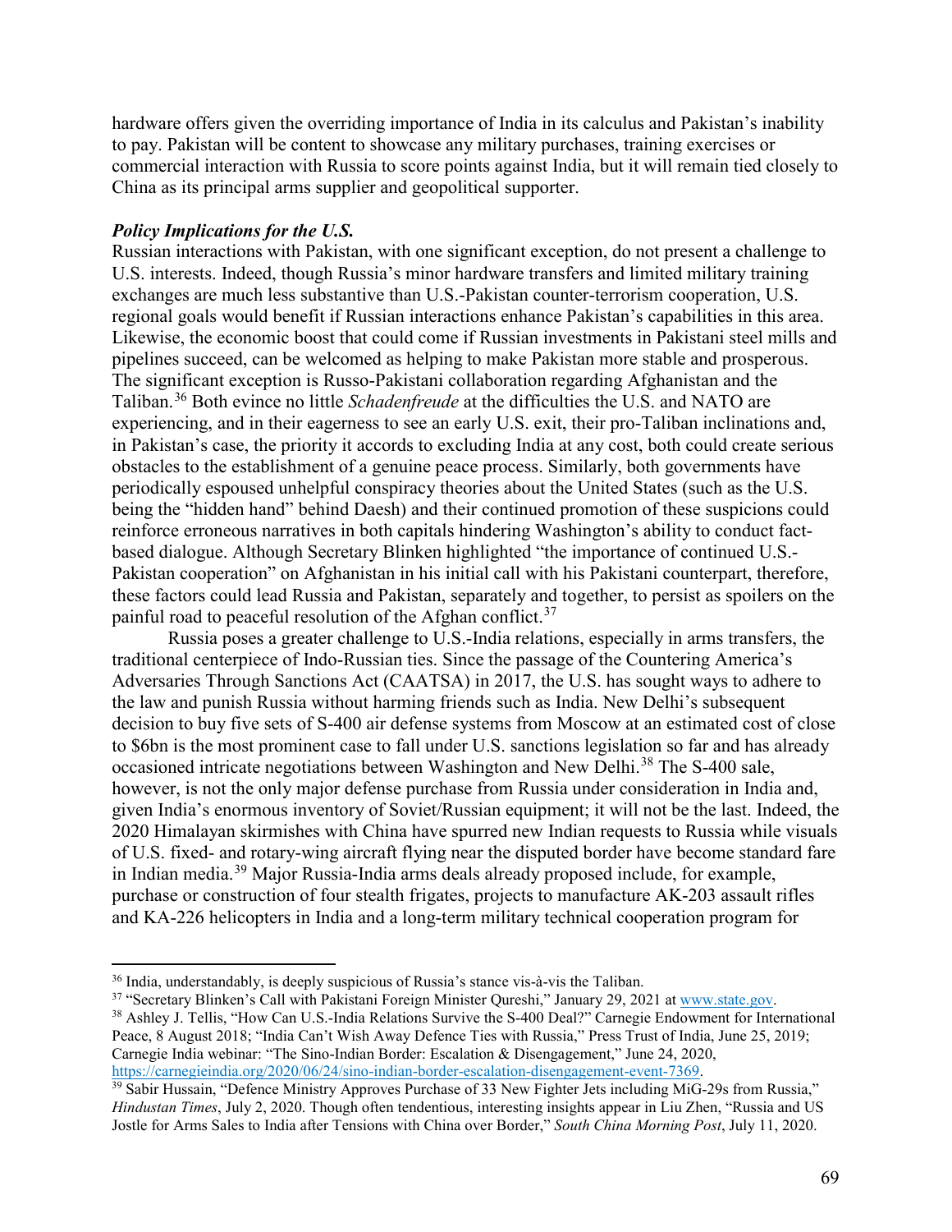hardware offers given the overriding importance of India in its calculus and Pakistan's inability to pay. Pakistan will be content to showcase any military purchases, training exercises or commercial interaction with Russia to score points against India, but it will remain tied closely to China as its principal arms supplier and geopolitical supporter.

***Policy Implications for the U.S.***

Russian interactions with Pakistan, with one significant exception, do not present a challenge to U.S. interests. Indeed, though Russia's minor hardware transfers and limited military training exchanges are much less substantive than U.S.-Pakistan counter-terrorism cooperation, U.S. regional goals would benefit if Russian interactions enhance Pakistan's capabilities in this area. Likewise, the economic boost that could come if Russian investments in Pakistani steel mills and pipelines succeed, can be welcomed as helping to make Pakistan more stable and prosperous. The significant exception is Russo-Pakistani collaboration regarding Afghanistan and the Taliban.[36] Both evince no little *Schadenfreude* at the difficulties the U.S. and NATO are experiencing, and in their eagerness to see an early U.S. exit, their pro-Taliban inclinations and, in Pakistan's case, the priority it accords to excluding India at any cost, both could create serious obstacles to the establishment of a genuine peace process. Similarly, both governments have periodically espoused unhelpful conspiracy theories about the United States (such as the U.S. being the "hidden hand" behind Daesh) and their continued promotion of these suspicions could reinforce erroneous narratives in both capitals hindering Washington's ability to conduct fact-based dialogue. Although Secretary Blinken highlighted "the importance of continued U.S.-Pakistan cooperation" on Afghanistan in his initial call with his Pakistani counterpart, therefore, these factors could lead Russia and Pakistan, separately and together, to persist as spoilers on the painful road to peaceful resolution of the Afghan conflict.[37]

Russia poses a greater challenge to U.S.-India relations, especially in arms transfers, the traditional centerpiece of Indo-Russian ties. Since the passage of the Countering America's Adversaries Through Sanctions Act (CAATSA) in 2017, the U.S. has sought ways to adhere to the law and punish Russia without harming friends such as India. New Delhi's subsequent decision to buy five sets of S-400 air defense systems from Moscow at an estimated cost of close to $6bn is the most prominent case to fall under U.S. sanctions legislation so far and has already occasioned intricate negotiations between Washington and New Delhi.[38] The S-400 sale, however, is not the only major defense purchase from Russia under consideration in India and, given India's enormous inventory of Soviet/Russian equipment; it will not be the last. Indeed, the 2020 Himalayan skirmishes with China have spurred new Indian requests to Russia while visuals of U.S. fixed- and rotary-wing aircraft flying near the disputed border have become standard fare in Indian media.[39] Major Russia-India arms deals already proposed include, for example, purchase or construction of four stealth frigates, projects to manufacture AK-203 assault rifles and KA-226 helicopters in India and a long-term military technical cooperation program for

---

[36] India, understandably, is deeply suspicious of Russia's stance vis-à-vis the Taliban.

[37] "Secretary Blinken's Call with Pakistani Foreign Minister Qureshi," January 29, 2021 at www.state.gov.

[38] Ashley J. Tellis, "How Can U.S.-India Relations Survive the S-400 Deal?" Carnegie Endowment for International Peace, 8 August 2018; "India Can't Wish Away Defence Ties with Russia," Press Trust of India, June 25, 2019; Carnegie India webinar: "The Sino-Indian Border: Escalation & Disengagement," June 24, 2020, https://carnegieindia.org/2020/06/24/sino-indian-border-escalation-disengagement-event-7369.

[39] Sabir Hussain, "Defence Ministry Approves Purchase of 33 New Fighter Jets including MiG-29s from Russia," *Hindustan Times*, July 2, 2020. Though often tendentious, interesting insights appear in Liu Zhen, "Russia and US Jostle for Arms Sales to India after Tensions with China over Border," *South China Morning Post*, July 11, 2020.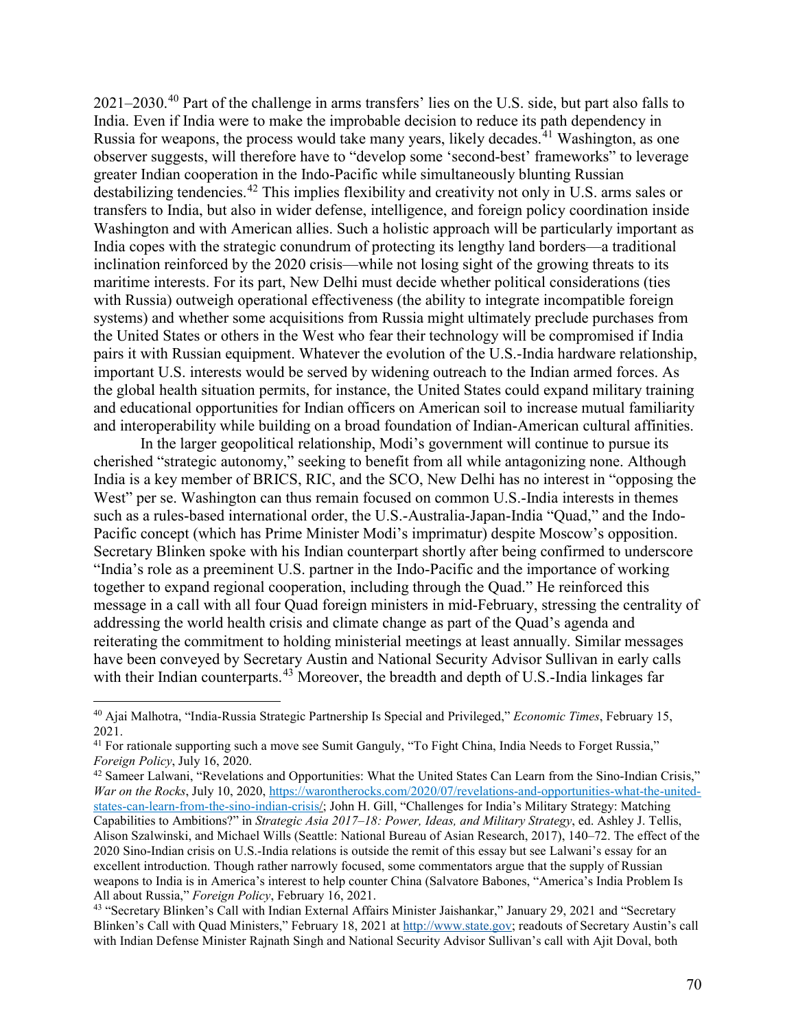2021–2030.[40] Part of the challenge in arms transfers' lies on the U.S. side, but part also falls to India. Even if India were to make the improbable decision to reduce its path dependency in Russia for weapons, the process would take many years, likely decades.[41] Washington, as one observer suggests, will therefore have to "develop some 'second-best' frameworks" to leverage greater Indian cooperation in the Indo-Pacific while simultaneously blunting Russian destabilizing tendencies.[42] This implies flexibility and creativity not only in U.S. arms sales or transfers to India, but also in wider defense, intelligence, and foreign policy coordination inside Washington and with American allies. Such a holistic approach will be particularly important as India copes with the strategic conundrum of protecting its lengthy land borders—a traditional inclination reinforced by the 2020 crisis—while not losing sight of the growing threats to its maritime interests. For its part, New Delhi must decide whether political considerations (ties with Russia) outweigh operational effectiveness (the ability to integrate incompatible foreign systems) and whether some acquisitions from Russia might ultimately preclude purchases from the United States or others in the West who fear their technology will be compromised if India pairs it with Russian equipment. Whatever the evolution of the U.S.-India hardware relationship, important U.S. interests would be served by widening outreach to the Indian armed forces. As the global health situation permits, for instance, the United States could expand military training and educational opportunities for Indian officers on American soil to increase mutual familiarity and interoperability while building on a broad foundation of Indian-American cultural affinities.

In the larger geopolitical relationship, Modi's government will continue to pursue its cherished "strategic autonomy," seeking to benefit from all while antagonizing none. Although India is a key member of BRICS, RIC, and the SCO, New Delhi has no interest in "opposing the West" per se. Washington can thus remain focused on common U.S.-India interests in themes such as a rules-based international order, the U.S.-Australia-Japan-India "Quad," and the Indo-Pacific concept (which has Prime Minister Modi's imprimatur) despite Moscow's opposition. Secretary Blinken spoke with his Indian counterpart shortly after being confirmed to underscore "India's role as a preeminent U.S. partner in the Indo-Pacific and the importance of working together to expand regional cooperation, including through the Quad." He reinforced this message in a call with all four Quad foreign ministers in mid-February, stressing the centrality of addressing the world health crisis and climate change as part of the Quad's agenda and reiterating the commitment to holding ministerial meetings at least annually. Similar messages have been conveyed by Secretary Austin and National Security Advisor Sullivan in early calls with their Indian counterparts.[43] Moreover, the breadth and depth of U.S.-India linkages far

---

[40] Ajai Malhotra, "India-Russia Strategic Partnership Is Special and Privileged," *Economic Times*, February 15, 2021.

[41] For rationale supporting such a move see Sumit Ganguly, "To Fight China, India Needs to Forget Russia," *Foreign Policy*, July 16, 2020.

[42] Sameer Lalwani, "Revelations and Opportunities: What the United States Can Learn from the Sino-Indian Crisis," *War on the Rocks*, July 10, 2020, https://warontherocks.com/2020/07/revelations-and-opportunities-what-the-united-states-can-learn-from-the-sino-indian-crisis/; John H. Gill, "Challenges for India's Military Strategy: Matching Capabilities to Ambitions?" in *Strategic Asia 2017–18: Power, Ideas, and Military Strategy*, ed. Ashley J. Tellis, Alison Szalwinski, and Michael Wills (Seattle: National Bureau of Asian Research, 2017), 140–72. The effect of the 2020 Sino-Indian crisis on U.S.-India relations is outside the remit of this essay but see Lalwani's essay for an excellent introduction. Though rather narrowly focused, some commentators argue that the supply of Russian weapons to India is in America's interest to help counter China (Salvatore Babones, "America's India Problem Is All about Russia," *Foreign Policy*, February 16, 2021.

[43] "Secretary Blinken's Call with Indian External Affairs Minister Jaishankar," January 29, 2021 and "Secretary Blinken's Call with Quad Ministers," February 18, 2021 at http://www.state.gov; readouts of Secretary Austin's call with Indian Defense Minister Rajnath Singh and National Security Advisor Sullivan's call with Ajit Doval, both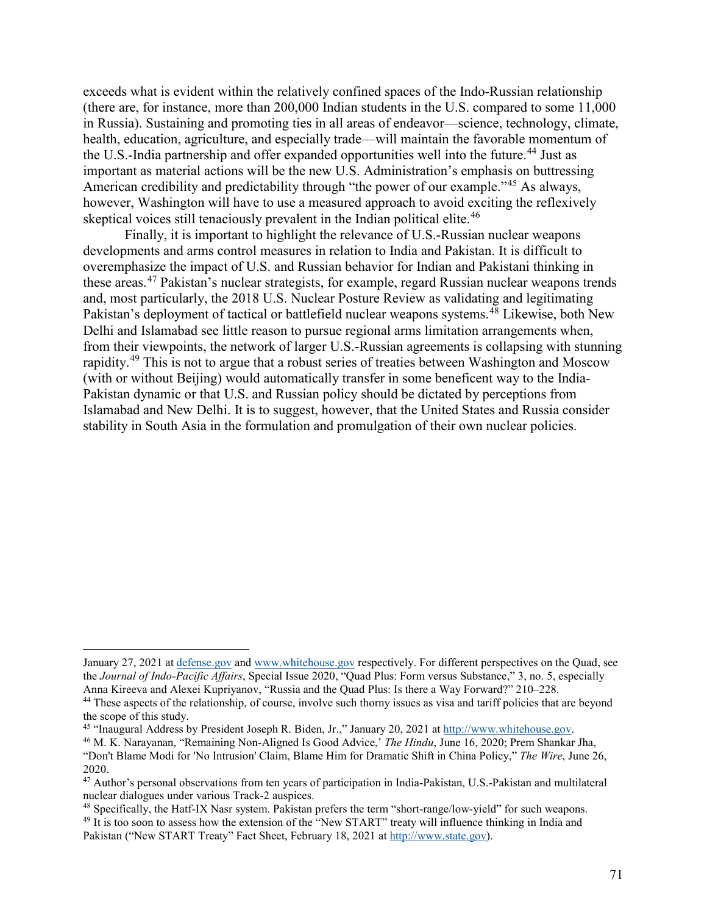exceeds what is evident within the relatively confined spaces of the Indo-Russian relationship (there are, for instance, more than 200,000 Indian students in the U.S. compared to some 11,000 in Russia). Sustaining and promoting ties in all areas of endeavor—science, technology, climate, health, education, agriculture, and especially trade—will maintain the favorable momentum of the U.S.-India partnership and offer expanded opportunities well into the future.[44] Just as important as material actions will be the new U.S. Administration's emphasis on buttressing American credibility and predictability through "the power of our example."[45] As always, however, Washington will have to use a measured approach to avoid exciting the reflexively skeptical voices still tenaciously prevalent in the Indian political elite.[46]

Finally, it is important to highlight the relevance of U.S.-Russian nuclear weapons developments and arms control measures in relation to India and Pakistan. It is difficult to overemphasize the impact of U.S. and Russian behavior for Indian and Pakistani thinking in these areas.[47] Pakistan's nuclear strategists, for example, regard Russian nuclear weapons trends and, most particularly, the 2018 U.S. Nuclear Posture Review as validating and legitimating Pakistan's deployment of tactical or battlefield nuclear weapons systems.[48] Likewise, both New Delhi and Islamabad see little reason to pursue regional arms limitation arrangements when, from their viewpoints, the network of larger U.S.-Russian agreements is collapsing with stunning rapidity.[49] This is not to argue that a robust series of treaties between Washington and Moscow (with or without Beijing) would automatically transfer in some beneficent way to the India-Pakistan dynamic or that U.S. and Russian policy should be dictated by perceptions from Islamabad and New Delhi. It is to suggest, however, that the United States and Russia consider stability in South Asia in the formulation and promulgation of their own nuclear policies.

---

January 27, 2021 at defense.gov and www.whitehouse.gov respectively. For different perspectives on the Quad, see the *Journal of Indo-Pacific Affairs*, Special Issue 2020, "Quad Plus: Form versus Substance," 3, no. 5, especially Anna Kireeva and Alexei Kupriyanov, "Russia and the Quad Plus: Is there a Way Forward?" 210–228.

[44] These aspects of the relationship, of course, involve such thorny issues as visa and tariff policies that are beyond the scope of this study.

[45] "Inaugural Address by President Joseph R. Biden, Jr.," January 20, 2021 at http://www.whitehouse.gov.

[46] M. K. Narayanan, "Remaining Non-Aligned Is Good Advice,' *The Hindu*, June 16, 2020; Prem Shankar Jha, "Don't Blame Modi for 'No Intrusion' Claim, Blame Him for Dramatic Shift in China Policy," *The Wire*, June 26, 2020.

[47] Author's personal observations from ten years of participation in India-Pakistan, U.S.-Pakistan and multilateral nuclear dialogues under various Track-2 auspices.

[48] Specifically, the Hatf-IX Nasr system. Pakistan prefers the term "short-range/low-yield" for such weapons.

[49] It is too soon to assess how the extension of the "New START" treaty will influence thinking in India and Pakistan ("New START Treaty" Fact Sheet, February 18, 2021 at http://www.state.gov).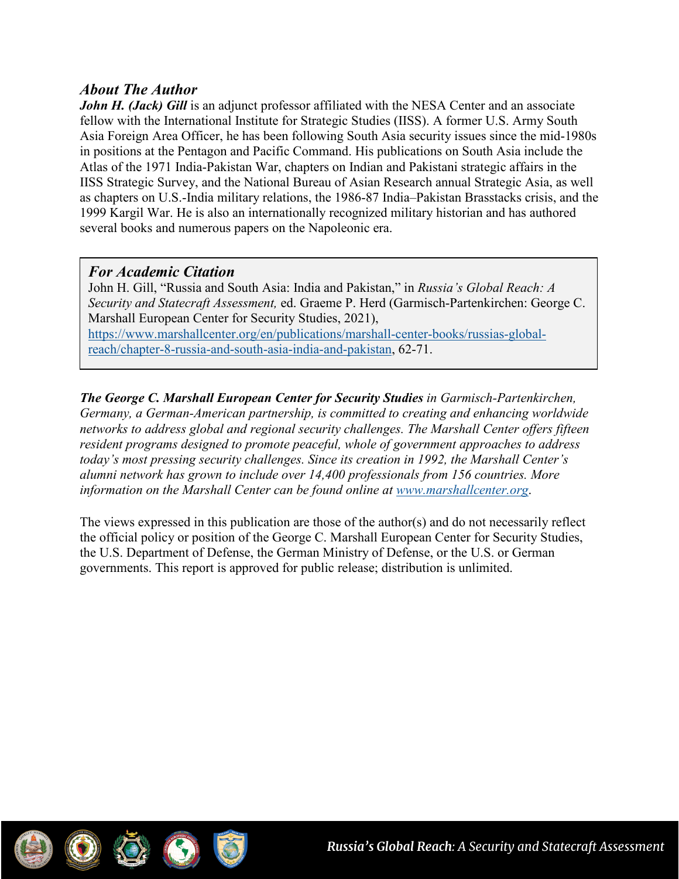### *About The Author*

***John H. (Jack) Gill*** is an adjunct professor affiliated with the NESA Center and an associate fellow with the International Institute for Strategic Studies (IISS). A former U.S. Army South Asia Foreign Area Officer, he has been following South Asia security issues since the mid-1980s in positions at the Pentagon and Pacific Command. His publications on South Asia include the Atlas of the 1971 India-Pakistan War, chapters on Indian and Pakistani strategic affairs in the IISS Strategic Survey, and the National Bureau of Asian Research annual Strategic Asia, as well as chapters on U.S.-India military relations, the 1986-87 India–Pakistan Brasstacks crisis, and the 1999 Kargil War. He is also an internationally recognized military historian and has authored several books and numerous papers on the Napoleonic era.

### *For Academic Citation*

John H. Gill, "Russia and South Asia: India and Pakistan," in *Russia's Global Reach: A Security and Statecraft Assessment,* ed. Graeme P. Herd (Garmisch-Partenkirchen: George C. Marshall European Center for Security Studies, 2021), https://www.marshallcenter.org/en/publications/marshall-center-books/russias-global-reach/chapter-8-russia-and-south-asia-india-and-pakistan, 62-71.

***The George C. Marshall European Center for Security Studies*** *in Garmisch-Partenkirchen, Germany, a German-American partnership, is committed to creating and enhancing worldwide networks to address global and regional security challenges. The Marshall Center offers fifteen resident programs designed to promote peaceful, whole of government approaches to address today's most pressing security challenges. Since its creation in 1992, the Marshall Center's alumni network has grown to include over 14,400 professionals from 156 countries. More information on the Marshall Center can be found online at www.marshallcenter.org.*

The views expressed in this publication are those of the author(s) and do not necessarily reflect the official policy or position of the George C. Marshall European Center for Security Studies, the U.S. Department of Defense, the German Ministry of Defense, or the U.S. or German governments. This report is approved for public release; distribution is unlimited.